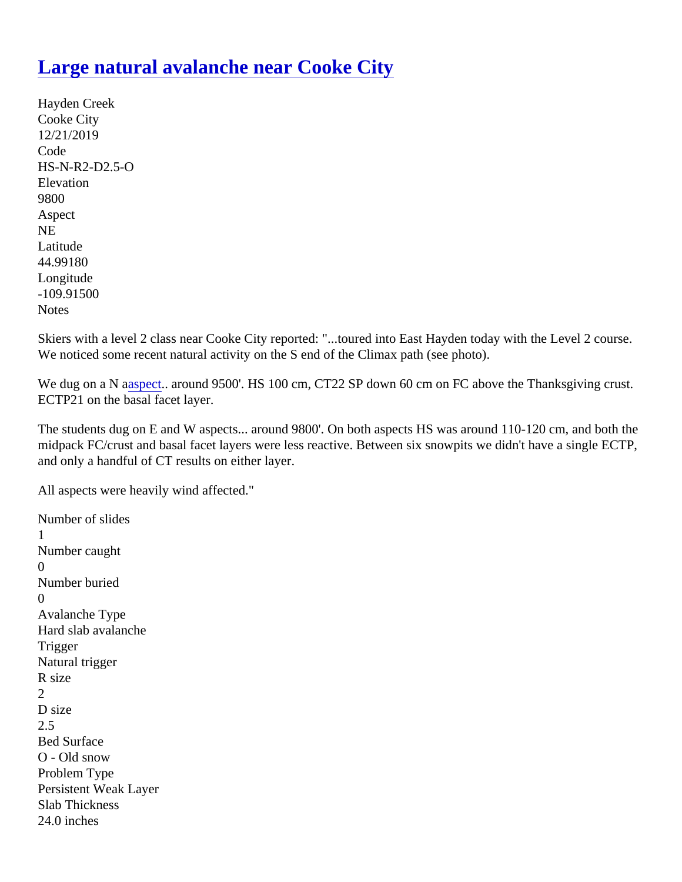# Large natural avalanche near Cooke City

Hayden Creek
Cooke City
12/21/2019
Code
HS-N-R2-D2.5-O
Elevation
9800
Aspect
NE
Latitude
44.99180
Longitude
-109.91500
Notes

Skiers with a level 2 class near Cooke City reported: "...toured into East Hayden today with the Level 2 course. We noticed some recent natural activity on the S end of the Climax path (see photo).

We dug on a N aaspect.. around 9500'. HS 100 cm, CT22 SP down 60 cm on FC above the Thanksgiving crust. ECTP21 on the basal facet layer.

The students dug on E and W aspects... around 9800'. On both aspects HS was around 110-120 cm, and both the midpack FC/crust and basal facet layers were less reactive. Between six snowpits we didn't have a single ECTP, and only a handful of CT results on either layer.

All aspects were heavily wind affected."

Number of slides
1
Number caught
0
Number buried
0
Avalanche Type
Hard slab avalanche
Trigger
Natural trigger
R size
2
D size
2.5
Bed Surface
O - Old snow
Problem Type
Persistent Weak Layer
Slab Thickness
24.0 inches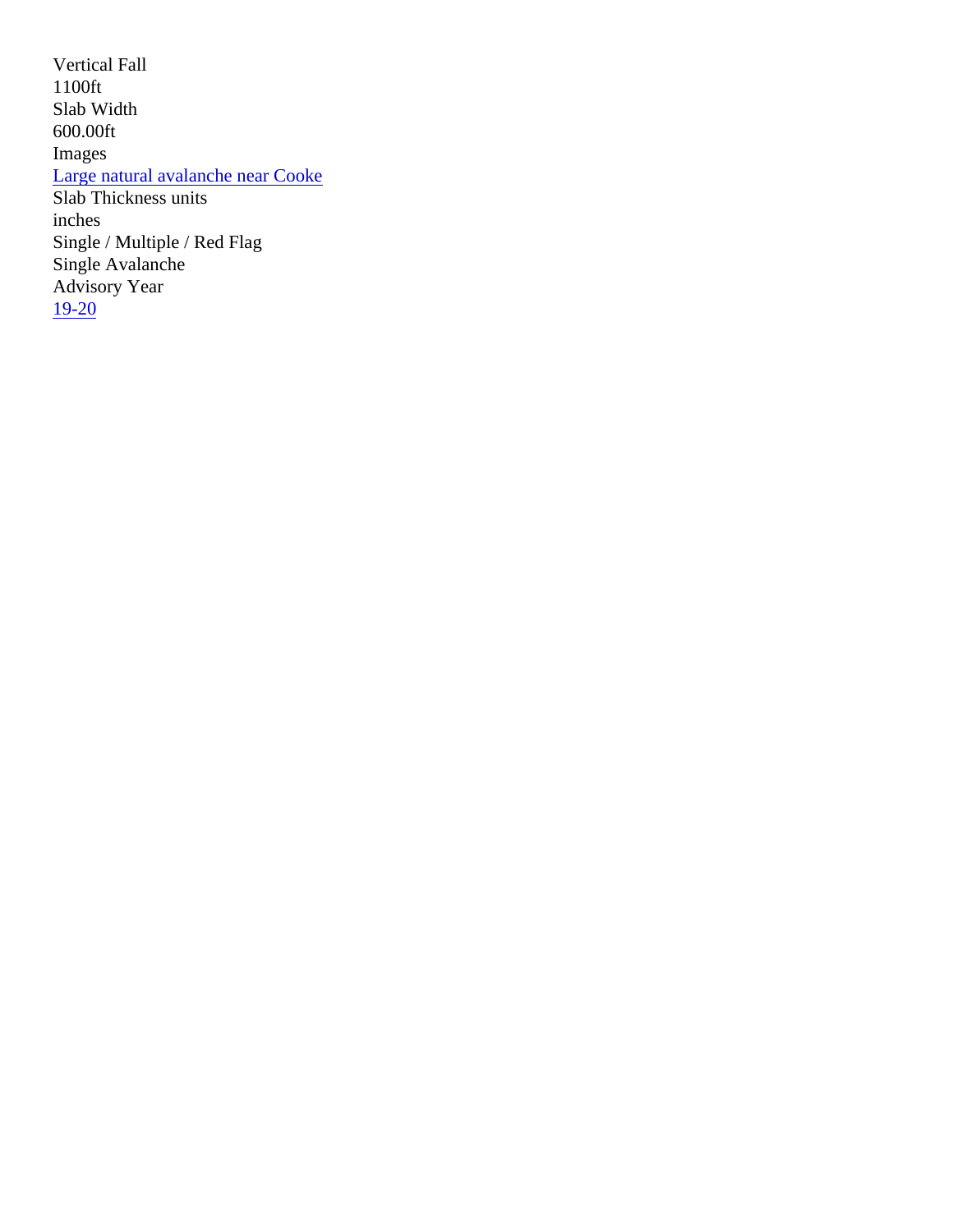Vertical Fall
1100ft
Slab Width
600.00ft
Images
Large natural avalanche near Cooke
Slab Thickness units
inches
Single / Multiple / Red Flag
Single Avalanche
Advisory Year
19-20